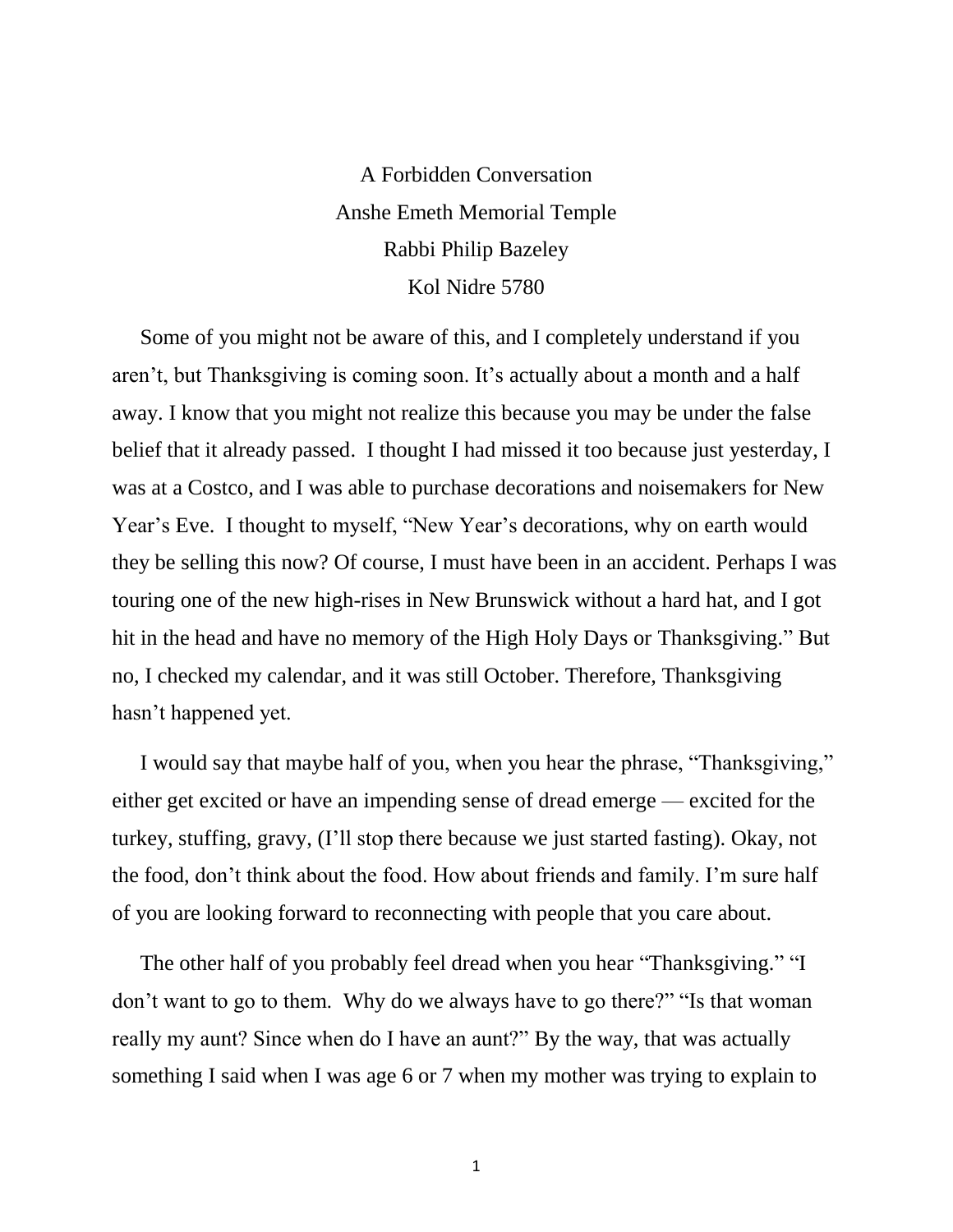# A Forbidden Conversation

Anshe Emeth Memorial Temple

Rabbi Philip Bazeley

Kol Nidre 5780

Some of you might not be aware of this, and I completely understand if you aren't, but Thanksgiving is coming soon. It's actually about a month and a half away. I know that you might not realize this because you may be under the false belief that it already passed. I thought I had missed it too because just yesterday, I was at a Costco, and I was able to purchase decorations and noisemakers for New Year's Eve. I thought to myself, "New Year's decorations, why on earth would they be selling this now? Of course, I must have been in an accident. Perhaps I was touring one of the new high-rises in New Brunswick without a hard hat, and I got hit in the head and have no memory of the High Holy Days or Thanksgiving." But no, I checked my calendar, and it was still October. Therefore, Thanksgiving hasn't happened yet.

I would say that maybe half of you, when you hear the phrase, "Thanksgiving," either get excited or have an impending sense of dread emerge — excited for the turkey, stuffing, gravy, (I'll stop there because we just started fasting). Okay, not the food, don't think about the food. How about friends and family. I'm sure half of you are looking forward to reconnecting with people that you care about.

The other half of you probably feel dread when you hear "Thanksgiving." "I don't want to go to them. Why do we always have to go there?" "Is that woman really my aunt? Since when do I have an aunt?" By the way, that was actually something I said when I was age 6 or 7 when my mother was trying to explain to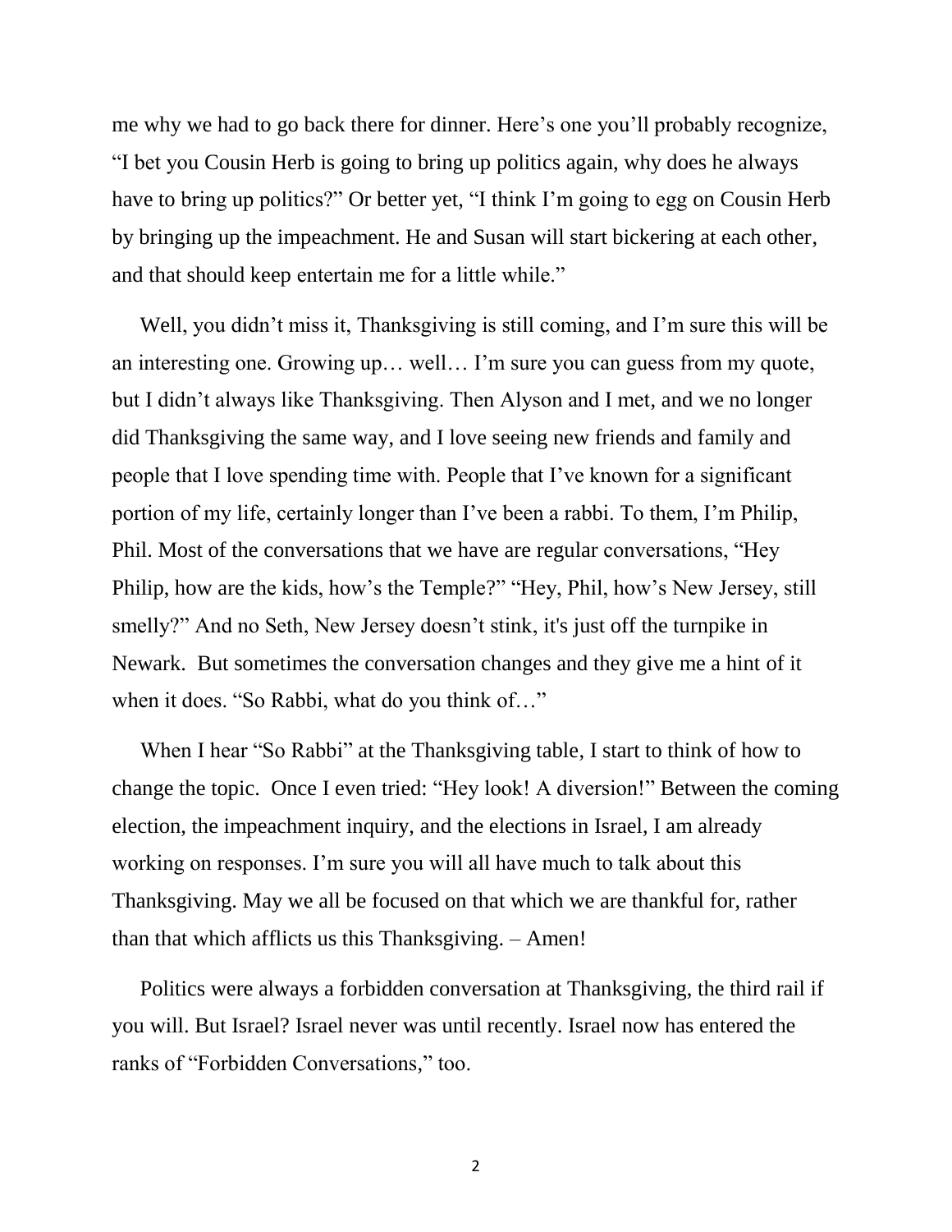me why we had to go back there for dinner. Here's one you'll probably recognize, "I bet you Cousin Herb is going to bring up politics again, why does he always have to bring up politics?" Or better yet, "I think I'm going to egg on Cousin Herb by bringing up the impeachment. He and Susan will start bickering at each other, and that should keep entertain me for a little while."

Well, you didn't miss it, Thanksgiving is still coming, and I'm sure this will be an interesting one. Growing up… well… I'm sure you can guess from my quote, but I didn't always like Thanksgiving. Then Alyson and I met, and we no longer did Thanksgiving the same way, and I love seeing new friends and family and people that I love spending time with. People that I've known for a significant portion of my life, certainly longer than I've been a rabbi. To them, I'm Philip, Phil. Most of the conversations that we have are regular conversations, "Hey Philip, how are the kids, how's the Temple?" "Hey, Phil, how's New Jersey, still smelly?" And no Seth, New Jersey doesn't stink, it's just off the turnpike in Newark. But sometimes the conversation changes and they give me a hint of it when it does. "So Rabbi, what do you think of…"

When I hear "So Rabbi" at the Thanksgiving table, I start to think of how to change the topic. Once I even tried: "Hey look! A diversion!" Between the coming election, the impeachment inquiry, and the elections in Israel, I am already working on responses. I'm sure you will all have much to talk about this Thanksgiving. May we all be focused on that which we are thankful for, rather than that which afflicts us this Thanksgiving. – Amen!

Politics were always a forbidden conversation at Thanksgiving, the third rail if you will. But Israel? Israel never was until recently. Israel now has entered the ranks of "Forbidden Conversations," too.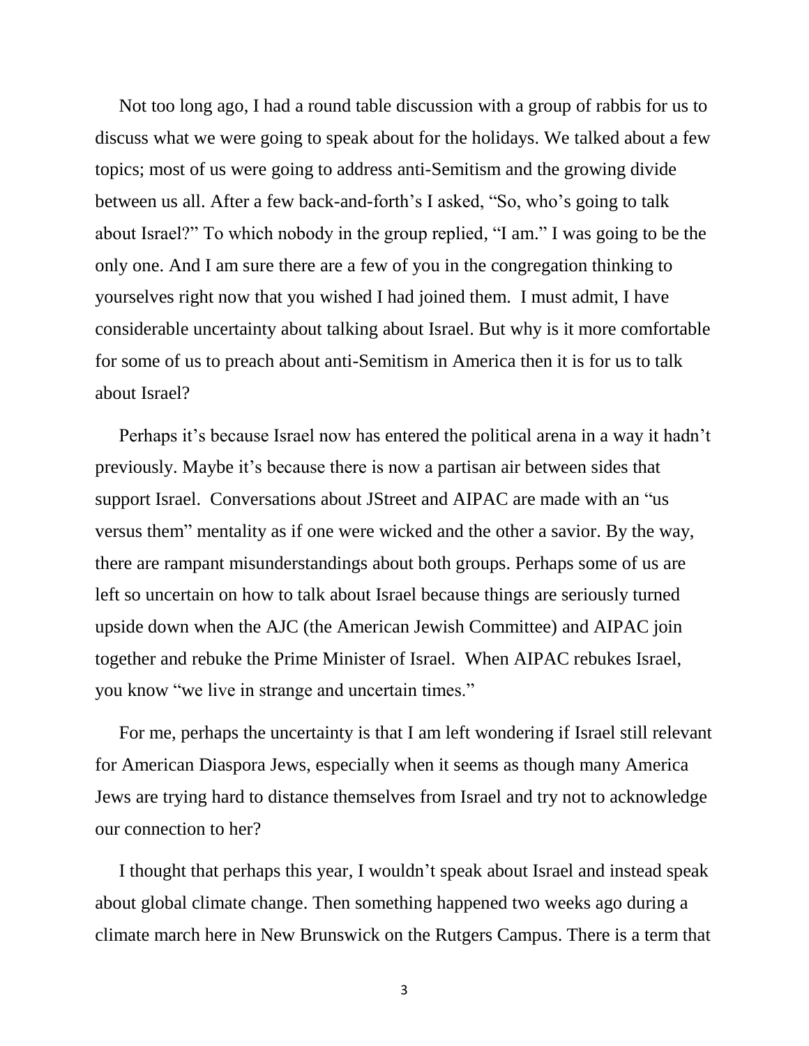Not too long ago, I had a round table discussion with a group of rabbis for us to discuss what we were going to speak about for the holidays. We talked about a few topics; most of us were going to address anti-Semitism and the growing divide between us all. After a few back-and-forth's I asked, "So, who's going to talk about Israel?" To which nobody in the group replied, "I am." I was going to be the only one. And I am sure there are a few of you in the congregation thinking to yourselves right now that you wished I had joined them. I must admit, I have considerable uncertainty about talking about Israel. But why is it more comfortable for some of us to preach about anti-Semitism in America then it is for us to talk about Israel?

Perhaps it's because Israel now has entered the political arena in a way it hadn't previously. Maybe it's because there is now a partisan air between sides that support Israel. Conversations about JStreet and AIPAC are made with an "us versus them" mentality as if one were wicked and the other a savior. By the way, there are rampant misunderstandings about both groups. Perhaps some of us are left so uncertain on how to talk about Israel because things are seriously turned upside down when the AJC (the American Jewish Committee) and AIPAC join together and rebuke the Prime Minister of Israel. When AIPAC rebukes Israel, you know "we live in strange and uncertain times."

For me, perhaps the uncertainty is that I am left wondering if Israel still relevant for American Diaspora Jews, especially when it seems as though many America Jews are trying hard to distance themselves from Israel and try not to acknowledge our connection to her?

I thought that perhaps this year, I wouldn't speak about Israel and instead speak about global climate change. Then something happened two weeks ago during a climate march here in New Brunswick on the Rutgers Campus. There is a term that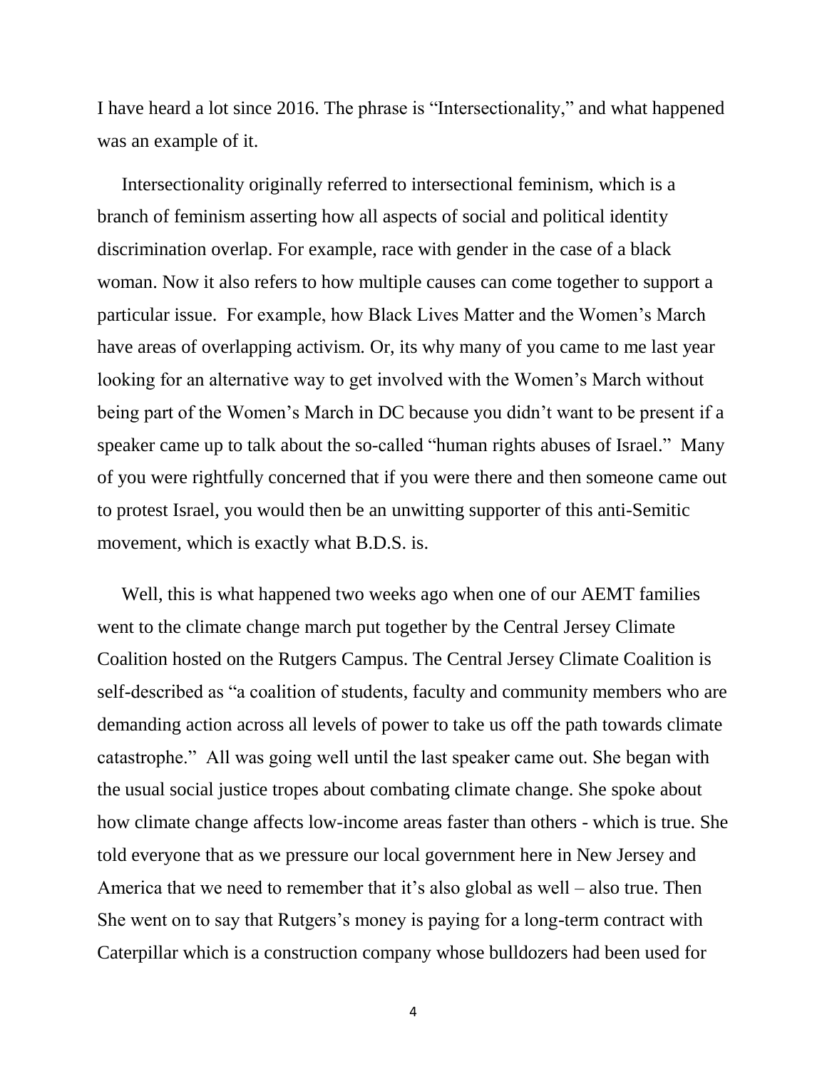I have heard a lot since 2016. The phrase is "Intersectionality," and what happened was an example of it.

Intersectionality originally referred to intersectional feminism, which is a branch of feminism asserting how all aspects of social and political identity discrimination overlap. For example, race with gender in the case of a black woman. Now it also refers to how multiple causes can come together to support a particular issue. For example, how Black Lives Matter and the Women's March have areas of overlapping activism. Or, its why many of you came to me last year looking for an alternative way to get involved with the Women's March without being part of the Women's March in DC because you didn't want to be present if a speaker came up to talk about the so-called "human rights abuses of Israel." Many of you were rightfully concerned that if you were there and then someone came out to protest Israel, you would then be an unwitting supporter of this anti-Semitic movement, which is exactly what B.D.S. is.

Well, this is what happened two weeks ago when one of our AEMT families went to the climate change march put together by the Central Jersey Climate Coalition hosted on the Rutgers Campus. The Central Jersey Climate Coalition is self-described as "a coalition of students, faculty and community members who are demanding action across all levels of power to take us off the path towards climate catastrophe." All was going well until the last speaker came out. She began with the usual social justice tropes about combating climate change. She spoke about how climate change affects low-income areas faster than others - which is true. She told everyone that as we pressure our local government here in New Jersey and America that we need to remember that it's also global as well – also true. Then She went on to say that Rutgers's money is paying for a long-term contract with Caterpillar which is a construction company whose bulldozers had been used for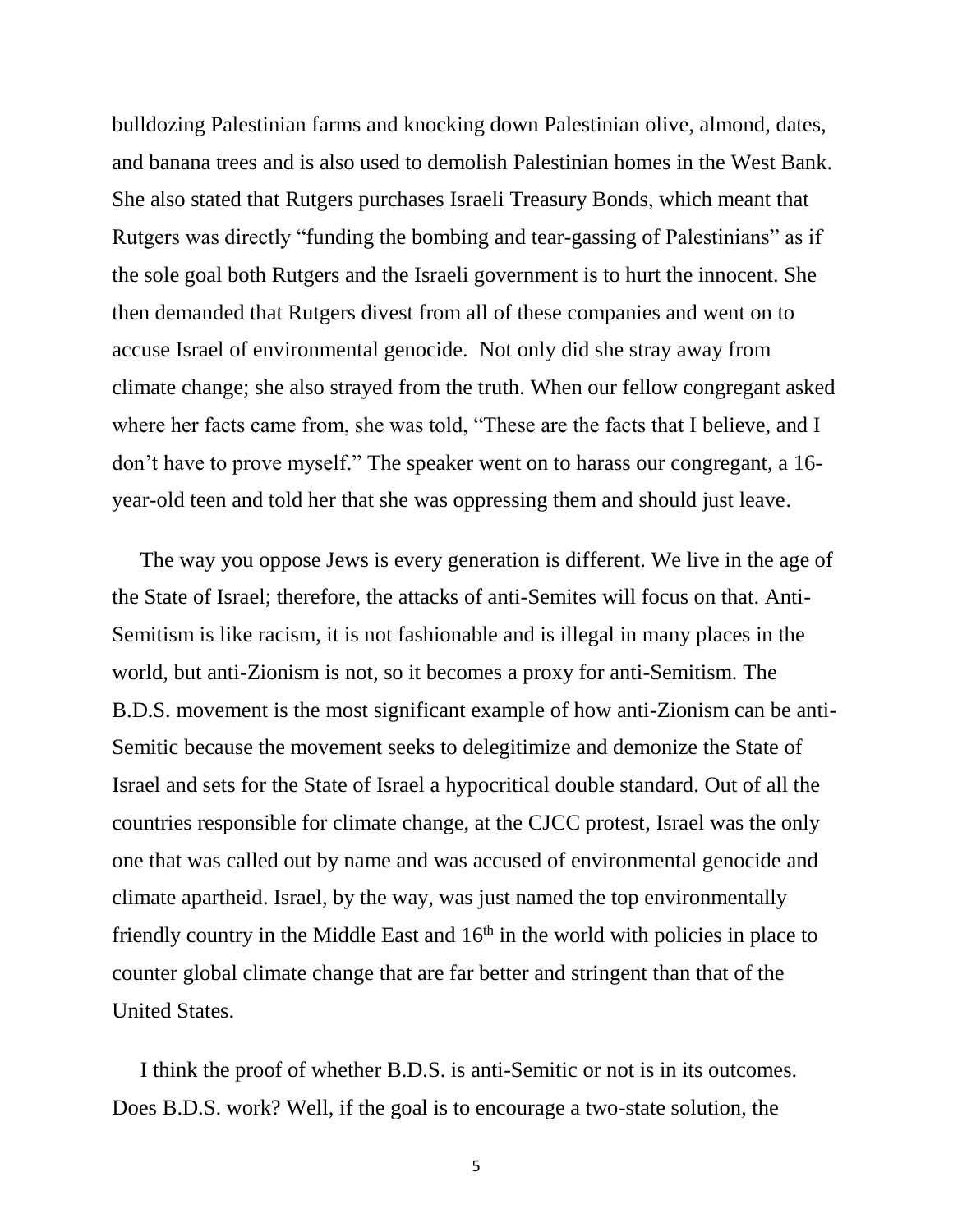bulldozing Palestinian farms and knocking down Palestinian olive, almond, dates, and banana trees and is also used to demolish Palestinian homes in the West Bank. She also stated that Rutgers purchases Israeli Treasury Bonds, which meant that Rutgers was directly "funding the bombing and tear-gassing of Palestinians" as if the sole goal both Rutgers and the Israeli government is to hurt the innocent. She then demanded that Rutgers divest from all of these companies and went on to accuse Israel of environmental genocide. Not only did she stray away from climate change; she also strayed from the truth. When our fellow congregant asked where her facts came from, she was told, "These are the facts that I believe, and I don't have to prove myself." The speaker went on to harass our congregant, a 16-year-old teen and told her that she was oppressing them and should just leave.

The way you oppose Jews is every generation is different. We live in the age of the State of Israel; therefore, the attacks of anti-Semites will focus on that. Anti-Semitism is like racism, it is not fashionable and is illegal in many places in the world, but anti-Zionism is not, so it becomes a proxy for anti-Semitism. The B.D.S. movement is the most significant example of how anti-Zionism can be anti-Semitic because the movement seeks to delegitimize and demonize the State of Israel and sets for the State of Israel a hypocritical double standard. Out of all the countries responsible for climate change, at the CJCC protest, Israel was the only one that was called out by name and was accused of environmental genocide and climate apartheid. Israel, by the way, was just named the top environmentally friendly country in the Middle East and 16th in the world with policies in place to counter global climate change that are far better and stringent than that of the United States.

I think the proof of whether B.D.S. is anti-Semitic or not is in its outcomes. Does B.D.S. work? Well, if the goal is to encourage a two-state solution, the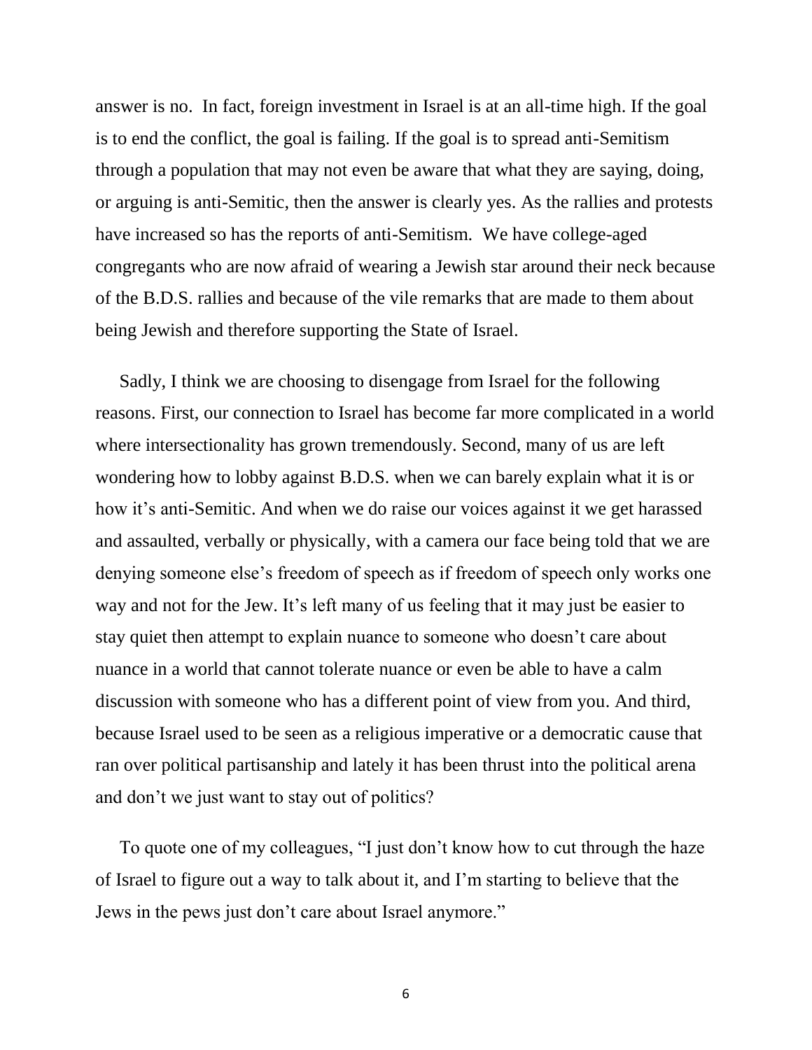answer is no. In fact, foreign investment in Israel is at an all-time high. If the goal is to end the conflict, the goal is failing. If the goal is to spread anti-Semitism through a population that may not even be aware that what they are saying, doing, or arguing is anti-Semitic, then the answer is clearly yes. As the rallies and protests have increased so has the reports of anti-Semitism. We have college-aged congregants who are now afraid of wearing a Jewish star around their neck because of the B.D.S. rallies and because of the vile remarks that are made to them about being Jewish and therefore supporting the State of Israel.

Sadly, I think we are choosing to disengage from Israel for the following reasons. First, our connection to Israel has become far more complicated in a world where intersectionality has grown tremendously. Second, many of us are left wondering how to lobby against B.D.S. when we can barely explain what it is or how it's anti-Semitic. And when we do raise our voices against it we get harassed and assaulted, verbally or physically, with a camera our face being told that we are denying someone else's freedom of speech as if freedom of speech only works one way and not for the Jew. It's left many of us feeling that it may just be easier to stay quiet then attempt to explain nuance to someone who doesn't care about nuance in a world that cannot tolerate nuance or even be able to have a calm discussion with someone who has a different point of view from you. And third, because Israel used to be seen as a religious imperative or a democratic cause that ran over political partisanship and lately it has been thrust into the political arena and don't we just want to stay out of politics?

To quote one of my colleagues, "I just don't know how to cut through the haze of Israel to figure out a way to talk about it, and I'm starting to believe that the Jews in the pews just don't care about Israel anymore."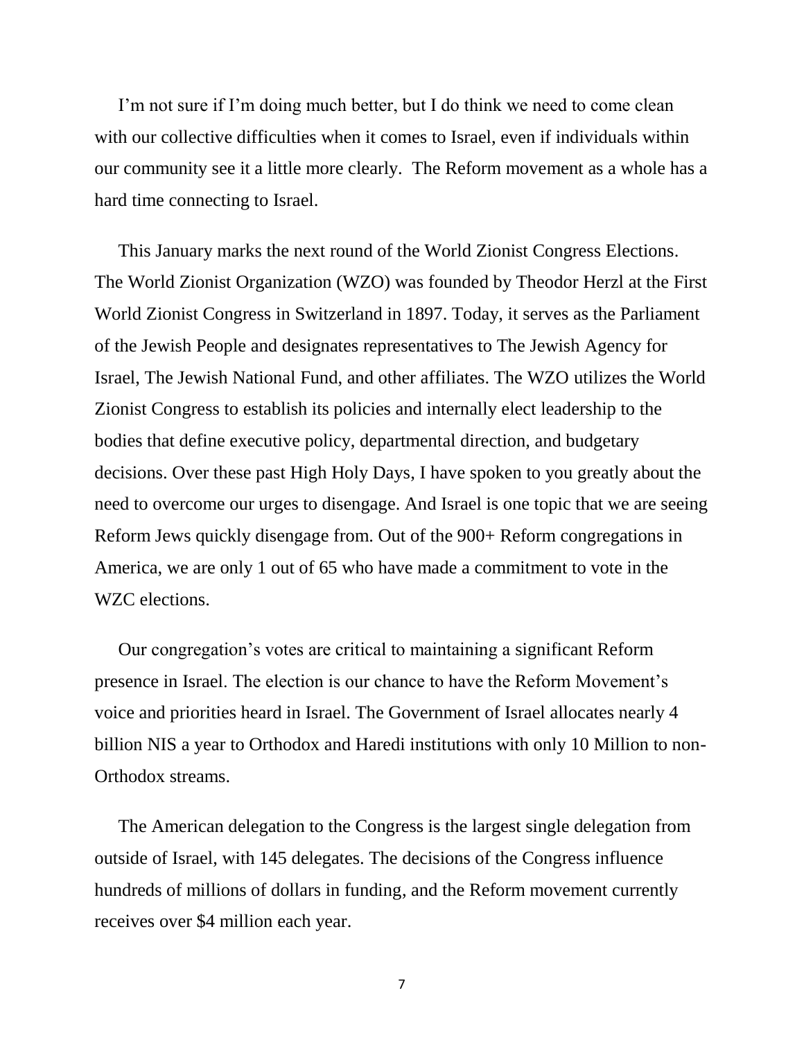I'm not sure if I'm doing much better, but I do think we need to come clean with our collective difficulties when it comes to Israel, even if individuals within our community see it a little more clearly. The Reform movement as a whole has a hard time connecting to Israel.

This January marks the next round of the World Zionist Congress Elections. The World Zionist Organization (WZO) was founded by Theodor Herzl at the First World Zionist Congress in Switzerland in 1897. Today, it serves as the Parliament of the Jewish People and designates representatives to The Jewish Agency for Israel, The Jewish National Fund, and other affiliates. The WZO utilizes the World Zionist Congress to establish its policies and internally elect leadership to the bodies that define executive policy, departmental direction, and budgetary decisions. Over these past High Holy Days, I have spoken to you greatly about the need to overcome our urges to disengage. And Israel is one topic that we are seeing Reform Jews quickly disengage from. Out of the 900+ Reform congregations in America, we are only 1 out of 65 who have made a commitment to vote in the WZC elections.

Our congregation's votes are critical to maintaining a significant Reform presence in Israel. The election is our chance to have the Reform Movement's voice and priorities heard in Israel. The Government of Israel allocates nearly 4 billion NIS a year to Orthodox and Haredi institutions with only 10 Million to non-Orthodox streams.

The American delegation to the Congress is the largest single delegation from outside of Israel, with 145 delegates. The decisions of the Congress influence hundreds of millions of dollars in funding, and the Reform movement currently receives over $4 million each year.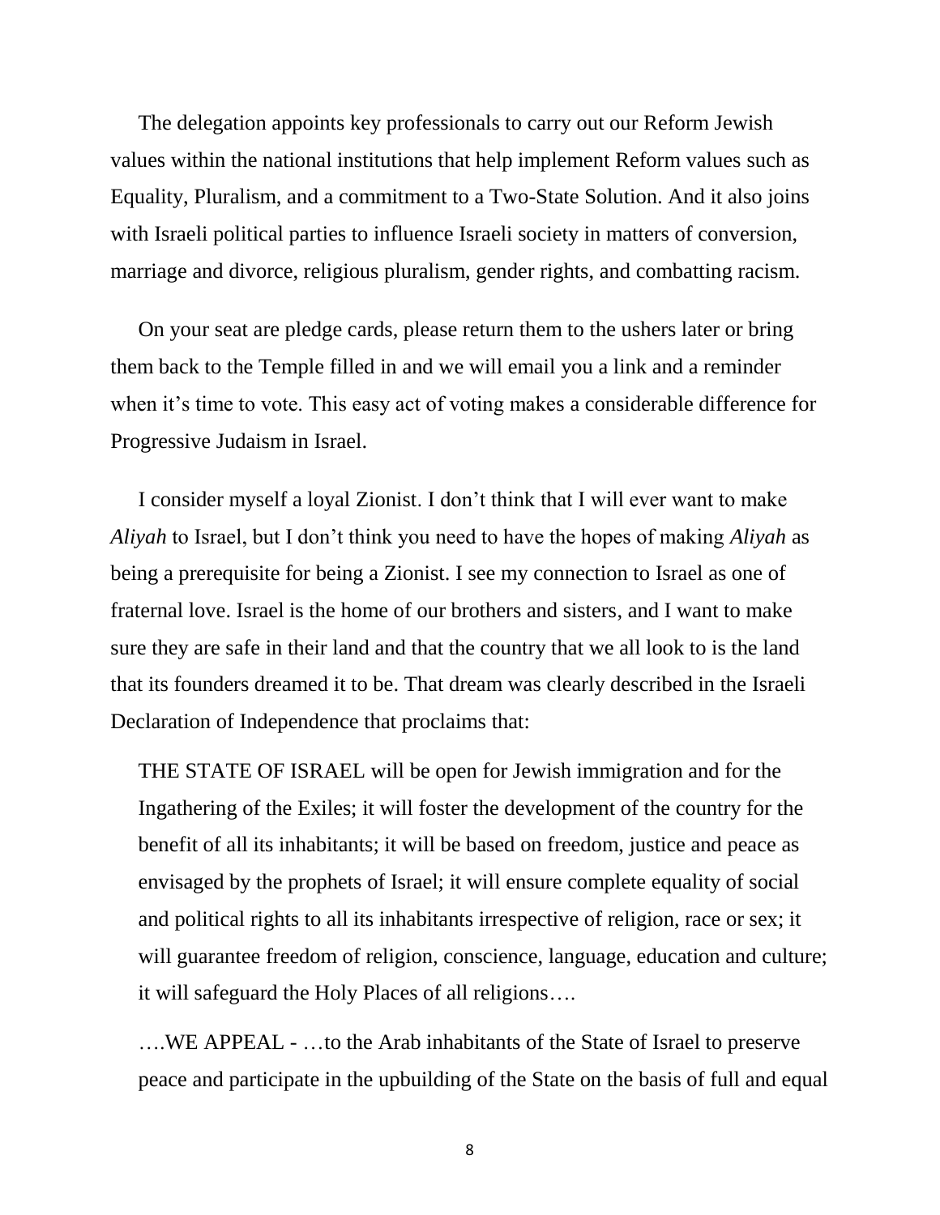The delegation appoints key professionals to carry out our Reform Jewish values within the national institutions that help implement Reform values such as Equality, Pluralism, and a commitment to a Two-State Solution. And it also joins with Israeli political parties to influence Israeli society in matters of conversion, marriage and divorce, religious pluralism, gender rights, and combatting racism.

On your seat are pledge cards, please return them to the ushers later or bring them back to the Temple filled in and we will email you a link and a reminder when it's time to vote. This easy act of voting makes a considerable difference for Progressive Judaism in Israel.

I consider myself a loyal Zionist. I don't think that I will ever want to make *Aliyah* to Israel, but I don't think you need to have the hopes of making *Aliyah* as being a prerequisite for being a Zionist. I see my connection to Israel as one of fraternal love. Israel is the home of our brothers and sisters, and I want to make sure they are safe in their land and that the country that we all look to is the land that its founders dreamed it to be. That dream was clearly described in the Israeli Declaration of Independence that proclaims that:

> THE STATE OF ISRAEL will be open for Jewish immigration and for the Ingathering of the Exiles; it will foster the development of the country for the benefit of all its inhabitants; it will be based on freedom, justice and peace as envisaged by the prophets of Israel; it will ensure complete equality of social and political rights to all its inhabitants irrespective of religion, race or sex; it will guarantee freedom of religion, conscience, language, education and culture; it will safeguard the Holy Places of all religions….
>
> ….WE APPEAL - …to the Arab inhabitants of the State of Israel to preserve peace and participate in the upbuilding of the State on the basis of full and equal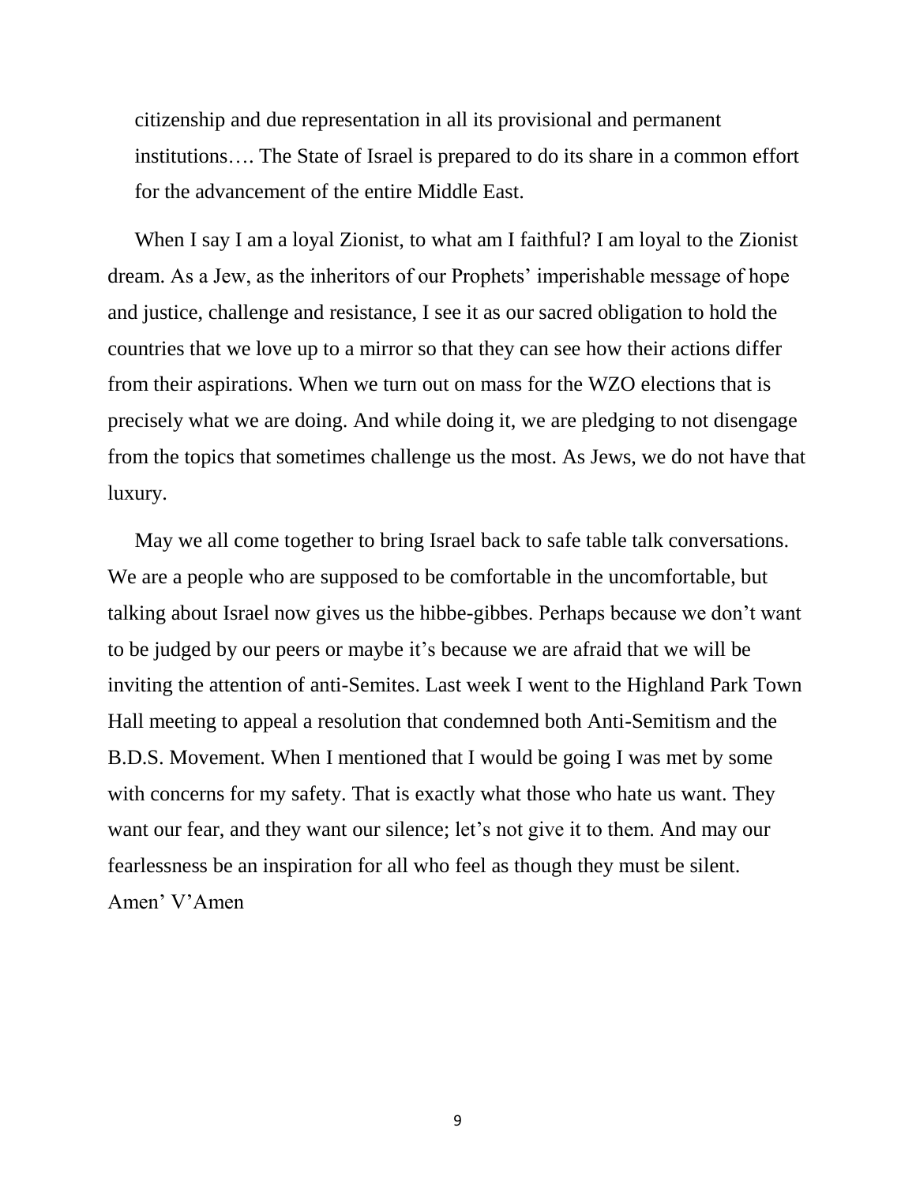citizenship and due representation in all its provisional and permanent institutions…. The State of Israel is prepared to do its share in a common effort for the advancement of the entire Middle East.

When I say I am a loyal Zionist, to what am I faithful? I am loyal to the Zionist dream. As a Jew, as the inheritors of our Prophets' imperishable message of hope and justice, challenge and resistance, I see it as our sacred obligation to hold the countries that we love up to a mirror so that they can see how their actions differ from their aspirations. When we turn out on mass for the WZO elections that is precisely what we are doing. And while doing it, we are pledging to not disengage from the topics that sometimes challenge us the most. As Jews, we do not have that luxury.

May we all come together to bring Israel back to safe table talk conversations. We are a people who are supposed to be comfortable in the uncomfortable, but talking about Israel now gives us the hibbe-gibbes. Perhaps because we don't want to be judged by our peers or maybe it's because we are afraid that we will be inviting the attention of anti-Semites. Last week I went to the Highland Park Town Hall meeting to appeal a resolution that condemned both Anti-Semitism and the B.D.S. Movement. When I mentioned that I would be going I was met by some with concerns for my safety. That is exactly what those who hate us want. They want our fear, and they want our silence; let's not give it to them. And may our fearlessness be an inspiration for all who feel as though they must be silent.
Amen' V'Amen